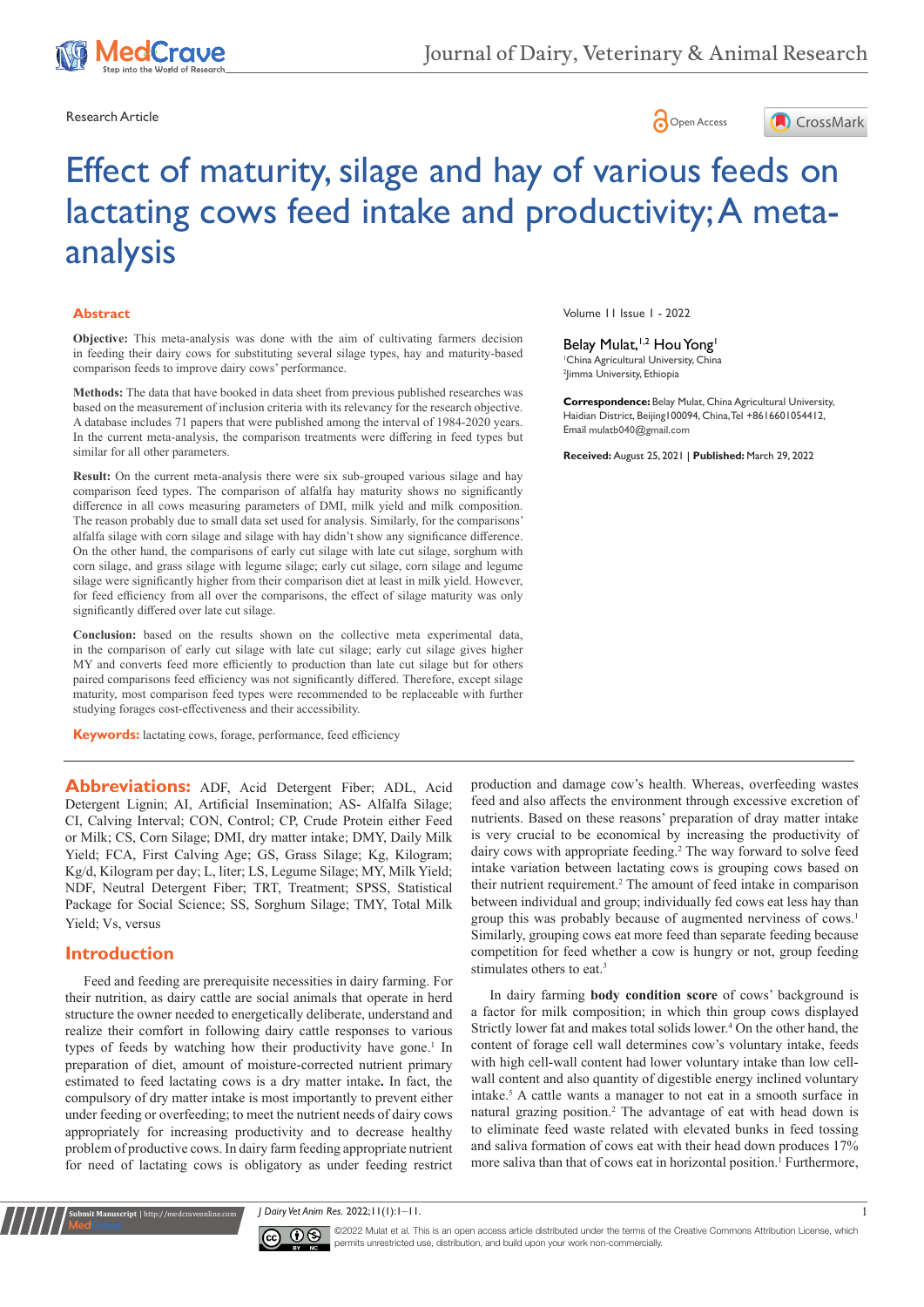Research Article

Open Access

# Effect of maturity, silage and hay of various feeds on lactating cows feed intake and productivity; A meta-analysis

Volume 11 Issue 1 - 2022

Belay Mulat,[1,2] Hou Yong[1]

[1]China Agricultural University, China
[2]Jimma University, Ethiopia

**Correspondence:** Belay Mulat, China Agricultural University, Haidian District, Beijing100094, China, Tel +8616601054412, Email mulatb040@gmail.com

**Received:** August 25, 2021 | **Published:** March 29, 2022

## Abstract

**Objective:** This meta-analysis was done with the aim of cultivating farmers decision in feeding their dairy cows for substituting several silage types, hay and maturity-based comparison feeds to improve dairy cows' performance.

**Methods:** The data that have booked in data sheet from previous published researches was based on the measurement of inclusion criteria with its relevancy for the research objective. A database includes 71 papers that were published among the interval of 1984-2020 years. In the current meta-analysis, the comparison treatments were differing in feed types but similar for all other parameters.

**Result:** On the current meta-analysis there were six sub-grouped various silage and hay comparison feed types. The comparison of alfalfa hay maturity shows no significantly difference in all cows measuring parameters of DMI, milk yield and milk composition. The reason probably due to small data set used for analysis. Similarly, for the comparisons' alfalfa silage with corn silage and silage with hay didn't show any significance difference. On the other hand, the comparisons of early cut silage with late cut silage, sorghum with corn silage, and grass silage with legume silage; early cut silage, corn silage and legume silage were significantly higher from their comparison diet at least in milk yield. However, for feed efficiency from all over the comparisons, the effect of silage maturity was only significantly differed over late cut silage.

**Conclusion:** based on the results shown on the collective meta experimental data, in the comparison of early cut silage with late cut silage; early cut silage gives higher MY and converts feed more efficiently to production than late cut silage but for others paired comparisons feed efficiency was not significantly differed. Therefore, except silage maturity, most comparison feed types were recommended to be replaceable with further studying forages cost-effectiveness and their accessibility.

**Keywords:** lactating cows, forage, performance, feed efficiency

**Abbreviations:** ADF, Acid Detergent Fiber; ADL, Acid Detergent Lignin; AI, Artificial Insemination; AS- Alfalfa Silage; CI, Calving Interval; CON, Control; CP, Crude Protein either Feed or Milk; CS, Corn Silage; DMI, dry matter intake; DMY, Daily Milk Yield; FCA, First Calving Age; GS, Grass Silage; Kg, Kilogram; Kg/d, Kilogram per day; L, liter; LS, Legume Silage; MY, Milk Yield; NDF, Neutral Detergent Fiber; TRT, Treatment; SPSS, Statistical Package for Social Science; SS, Sorghum Silage; TMY, Total Milk Yield; Vs, versus

## Introduction

Feed and feeding are prerequisite necessities in dairy farming. For their nutrition, as dairy cattle are social animals that operate in herd structure the owner needed to energetically deliberate, understand and realize their comfort in following dairy cattle responses to various types of feeds by watching how their productivity have gone.[1] In preparation of diet, amount of moisture-corrected nutrient primary estimated to feed lactating cows is a dry matter intake**.** In fact, the compulsory of dry matter intake is most importantly to prevent either under feeding or overfeeding; to meet the nutrient needs of dairy cows appropriately for increasing productivity and to decrease healthy problem of productive cows. In dairy farm feeding appropriate nutrient for need of lactating cows is obligatory as under feeding restrict production and damage cow's health. Whereas, overfeeding wastes feed and also affects the environment through excessive excretion of nutrients. Based on these reasons' preparation of dray matter intake is very crucial to be economical by increasing the productivity of dairy cows with appropriate feeding.[2] The way forward to solve feed intake variation between lactating cows is grouping cows based on their nutrient requirement.[2] The amount of feed intake in comparison between individual and group; individually fed cows eat less hay than group this was probably because of augmented nerviness of cows.[1] Similarly, grouping cows eat more feed than separate feeding because competition for feed whether a cow is hungry or not, group feeding stimulates others to eat.[3]

In dairy farming **body condition score** of cows' background is a factor for milk composition; in which thin group cows displayed Strictly lower fat and makes total solids lower.[4] On the other hand, the content of forage cell wall determines cow's voluntary intake, feeds with high cell-wall content had lower voluntary intake than low cell-wall content and also quantity of digestible energy inclined voluntary intake.[5] A cattle wants a manager to not eat in a smooth surface in natural grazing position.[2] The advantage of eat with head down is to eliminate feed waste related with elevated bunks in feed tossing and saliva formation of cows eat with their head down produces 17% more saliva than that of cows eat in horizontal position.[1] Furthermore,

©2022 Mulat et al. This is an open access article distributed under the terms of the Creative Commons Attribution License, which permits unrestricted use, distribution, and build upon your work non-commercially.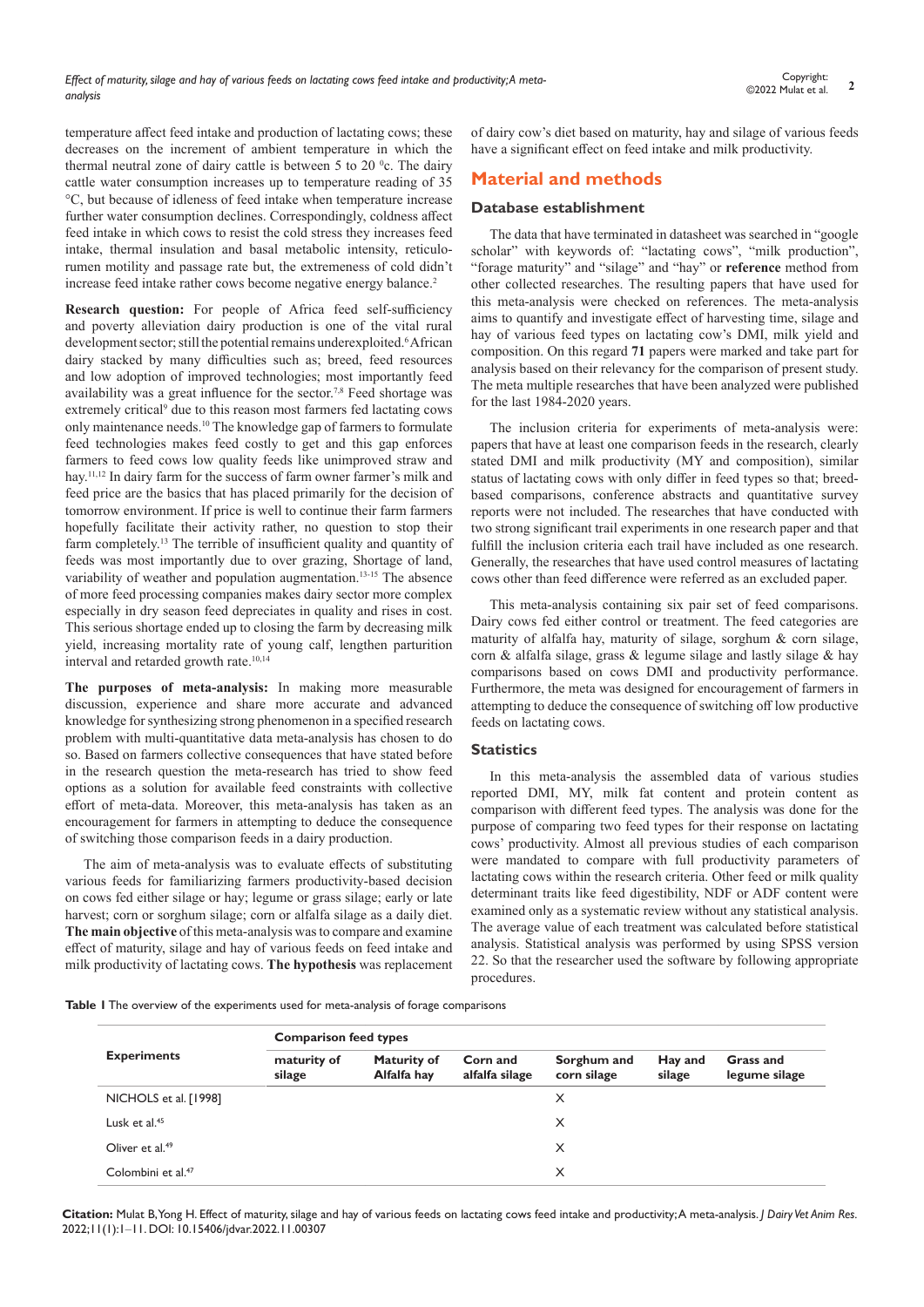temperature affect feed intake and production of lactating cows; these decreases on the increment of ambient temperature in which the thermal neutral zone of dairy cattle is between 5 to 20 $^0$c. The dairy cattle water consumption increases up to temperature reading of 35 °C, but because of idleness of feed intake when temperature increase further water consumption declines. Correspondingly, coldness affect feed intake in which cows to resist the cold stress they increases feed intake, thermal insulation and basal metabolic intensity, reticulo-rumen motility and passage rate but, the extremeness of cold didn't increase feed intake rather cows become negative energy balance.[2]

**Research question:** For people of Africa feed self-sufficiency and poverty alleviation dairy production is one of the vital rural development sector; still the potential remains underexploited.[6] African dairy stacked by many difficulties such as; breed, feed resources and low adoption of improved technologies; most importantly feed availability was a great influence for the sector.[7,8] Feed shortage was extremely critical[9] due to this reason most farmers fed lactating cows only maintenance needs.[10] The knowledge gap of farmers to formulate feed technologies makes feed costly to get and this gap enforces farmers to feed cows low quality feeds like unimproved straw and hay.[11,12] In dairy farm for the success of farm owner farmer's milk and feed price are the basics that has placed primarily for the decision of tomorrow environment. If price is well to continue their farm farmers hopefully facilitate their activity rather, no question to stop their farm completely.[13] The terrible of insufficient quality and quantity of feeds was most importantly due to over grazing, Shortage of land, variability of weather and population augmentation.[13-15] The absence of more feed processing companies makes dairy sector more complex especially in dry season feed depreciates in quality and rises in cost. This serious shortage ended up to closing the farm by decreasing milk yield, increasing mortality rate of young calf, lengthen parturition interval and retarded growth rate.[10,14]

**The purposes of meta-analysis:** In making more measurable discussion, experience and share more accurate and advanced knowledge for synthesizing strong phenomenon in a specified research problem with multi-quantitative data meta-analysis has chosen to do so. Based on farmers collective consequences that have stated before in the research question the meta-research has tried to show feed options as a solution for available feed constraints with collective effort of meta-data. Moreover, this meta-analysis has taken as an encouragement for farmers in attempting to deduce the consequence of switching those comparison feeds in a dairy production.

The aim of meta-analysis was to evaluate effects of substituting various feeds for familiarizing farmers productivity-based decision on cows fed either silage or hay; legume or grass silage; early or late harvest; corn or sorghum silage; corn or alfalfa silage as a daily diet. **The main objective** of this meta-analysis was to compare and examine effect of maturity, silage and hay of various feeds on feed intake and milk productivity of lactating cows. **The hypothesis** was replacement of dairy cow's diet based on maturity, hay and silage of various feeds have a significant effect on feed intake and milk productivity.

## Material and methods

### Database establishment

The data that have terminated in datasheet was searched in "google scholar" with keywords of: "lactating cows", "milk production", "forage maturity" and "silage" and "hay" or **reference** method from other collected researches. The resulting papers that have used for this meta-analysis were checked on references. The meta-analysis aims to quantify and investigate effect of harvesting time, silage and hay of various feed types on lactating cow's DMI, milk yield and composition. On this regard **71** papers were marked and take part for analysis based on their relevancy for the comparison of present study. The meta multiple researches that have been analyzed were published for the last 1984-2020 years.

The inclusion criteria for experiments of meta-analysis were: papers that have at least one comparison feeds in the research, clearly stated DMI and milk productivity (MY and composition), similar status of lactating cows with only differ in feed types so that; breed-based comparisons, conference abstracts and quantitative survey reports were not included. The researches that have conducted with two strong significant trail experiments in one research paper and that fulfill the inclusion criteria each trail have included as one research. Generally, the researches that have used control measures of lactating cows other than feed difference were referred as an excluded paper.

This meta-analysis containing six pair set of feed comparisons. Dairy cows fed either control or treatment. The feed categories are maturity of alfalfa hay, maturity of silage, sorghum & corn silage, corn & alfalfa silage, grass & legume silage and lastly silage & hay comparisons based on cows DMI and productivity performance. Furthermore, the meta was designed for encouragement of farmers in attempting to deduce the consequence of switching off low productive feeds on lactating cows.

### Statistics

In this meta-analysis the assembled data of various studies reported DMI, MY, milk fat content and protein content as comparison with different feed types. The analysis was done for the purpose of comparing two feed types for their response on lactating cows' productivity. Almost all previous studies of each comparison were mandated to compare with full productivity parameters of lactating cows within the research criteria. Other feed or milk quality determinant traits like feed digestibility, NDF or ADF content were examined only as a systematic review without any statistical analysis. The average value of each treatment was calculated before statistical analysis. Statistical analysis was performed by using SPSS version 22. So that the researcher used the software by following appropriate procedures.

**Table 1** The overview of the experiments used for meta-analysis of forage comparisons

| Experiments | Comparison feed types | | | | | |
|---|---|---|---|---|---|---|
| | maturity of silage | Maturity of Alfalfa hay | Corn and alfalfa silage | Sorghum and corn silage | Hay and silage | Grass and legume silage |
| NICHOLS et al. [1998] | | | | X | | |
| Lusk et al.[45] | | | | X | | |
| Oliver et al.[49] | | | | X | | |
| Colombini et al.[47] | | | | X | | |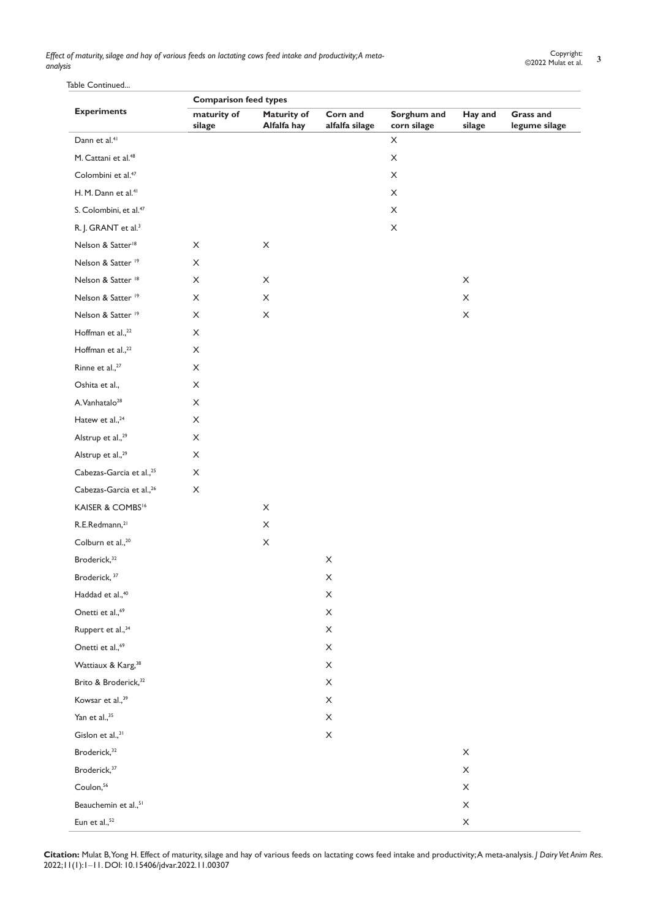Table Continued...

| Experiments | Comparison feed types | | | | | |
|---|---|---|---|---|---|---|
| | maturity of silage | Maturity of Alfalfa hay | Corn and alfalfa silage | Sorghum and corn silage | Hay and silage | Grass and legume silage |
| Dann et al.[41] | | | | X | | |
| M. Cattani et al.[48] | | | | X | | |
| Colombini et al.[47] | | | | X | | |
| H. M. Dann et al.[41] | | | | X | | |
| S. Colombini, et al.[47] | | | | X | | |
| R. J. GRANT et al.[3] | | | | X | | |
| Nelson & Satter[18] | X | X | | | | |
| Nelson & Satter [19] | X | | | | | |
| Nelson & Satter [18] | X | X | | | X | |
| Nelson & Satter [19] | X | X | | | X | |
| Nelson & Satter [19] | X | X | | | X | |
| Hoffman et al.,[22] | X | | | | | |
| Hoffman et al.,[22] | X | | | | | |
| Rinne et al.,[27] | X | | | | | |
| Oshita et al., | X | | | | | |
| A.Vanhatalo[28] | X | | | | | |
| Hatew et al.,[24] | X | | | | | |
| Alstrup et al.,[29] | X | | | | | |
| Alstrup et al.,[29] | X | | | | | |
| Cabezas-Garcia et al.,[25] | X | | | | | |
| Cabezas-Garcia et al.,[26] | X | | | | | |
| KAISER & COMBS[16] | | X | | | | |
| R.E.Redmann,[21] | | X | | | | |
| Colburn et al.,[20] | | X | | | | |
| Broderick,[32] | | | X | | | |
| Broderick, [37] | | | X | | | |
| Haddad et al.,[40] | | | X | | | |
| Onetti et al.,[69] | | | X | | | |
| Ruppert et al.,[34] | | | X | | | |
| Onetti et al.,[69] | | | X | | | |
| Wattiaux & Karg,[38] | | | X | | | |
| Brito & Broderick,[32] | | | X | | | |
| Kowsar et al.,[39] | | | X | | | |
| Yan et al.,[35] | | | X | | | |
| Gislon et al.,[31] | | | X | | | |
| Broderick,[32] | | | | | X | |
| Broderick,[37] | | | | | X | |
| Coulon,[56] | | | | | X | |
| Beauchemin et al.,[51] | | | | | X | |
| Eun et al.,[52] | | | | | X | |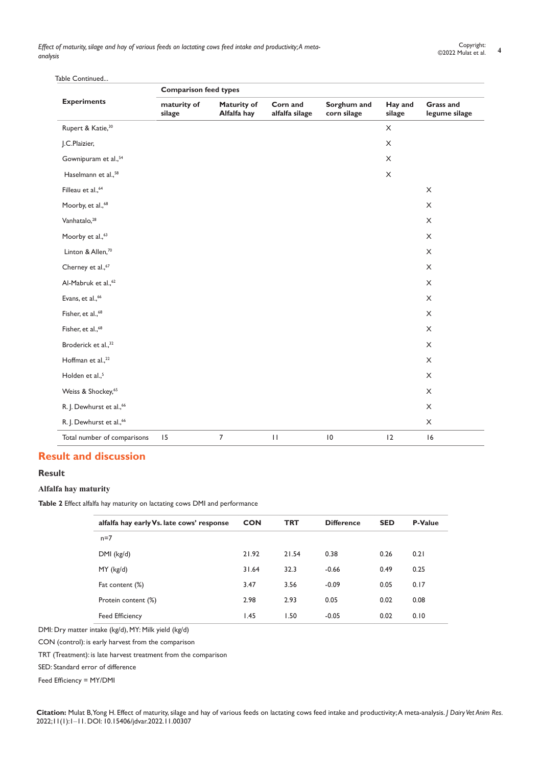Table Continued...

| Experiments | Comparison feed types | | | | | |
|---|---|---|---|---|---|---|
| | maturity of silage | Maturity of Alfalfa hay | Corn and alfalfa silage | Sorghum and corn silage | Hay and silage | Grass and legume silage |
| Rupert & Katie,[30] | | | | | X | |
| J.C.Plaizier, | | | | | X | |
| Gownipuram et al.,[54] | | | | | X | |
| Haselmann et al.,[58] | | | | | X | |
| Filleau et al.,[64] | | | | | | X |
| Moorby, et al.,[68] | | | | | | X |
| Vanhatalo,[28] | | | | | | X |
| Moorby et al.,[63] | | | | | | X |
| Linton & Allen,[70] | | | | | | X |
| Cherney et al.,[67] | | | | | | X |
| Al-Mabruk et al.,[62] | | | | | | X |
| Evans, et al.,[66] | | | | | | X |
| Fisher, et al.,[68] | | | | | | X |
| Fisher, et al.,[68] | | | | | | X |
| Broderick et al.,[32] | | | | | | X |
| Hoffman et al.,[22] | | | | | | X |
| Holden et al.,[5] | | | | | | X |
| Weiss & Shockey,[65] | | | | | | X |
| R. J. Dewhurst et al.,[66] | | | | | | X |
| R. J. Dewhurst et al.,[66] | | | | | | X |
| Total number of comparisons | 15 | 7 | 11 | 10 | 12 | 16 |

## Result and discussion

### Result

#### Alfalfa hay maturity

**Table 2** Effect alfalfa hay maturity on lactating cows DMI and performance

| alfalfa hay early Vs. late cows' response | CON | TRT | Difference | SED | P-Value |
|---|---|---|---|---|---|
| n=7 | | | | | |
| DMI (kg/d) | 21.92 | 21.54 | 0.38 | 0.26 | 0.21 |
| MY (kg/d) | 31.64 | 32.3 | -0.66 | 0.49 | 0.25 |
| Fat content (%) | 3.47 | 3.56 | -0.09 | 0.05 | 0.17 |
| Protein content (%) | 2.98 | 2.93 | 0.05 | 0.02 | 0.08 |
| Feed Efficiency | 1.45 | 1.50 | -0.05 | 0.02 | 0.10 |

DMI: Dry matter intake (kg/d), MY: Milk yield (kg/d)

CON (control): is early harvest from the comparison

TRT (Treatment): is late harvest treatment from the comparison

SED: Standard error of difference

Feed Efficiency = MY/DMI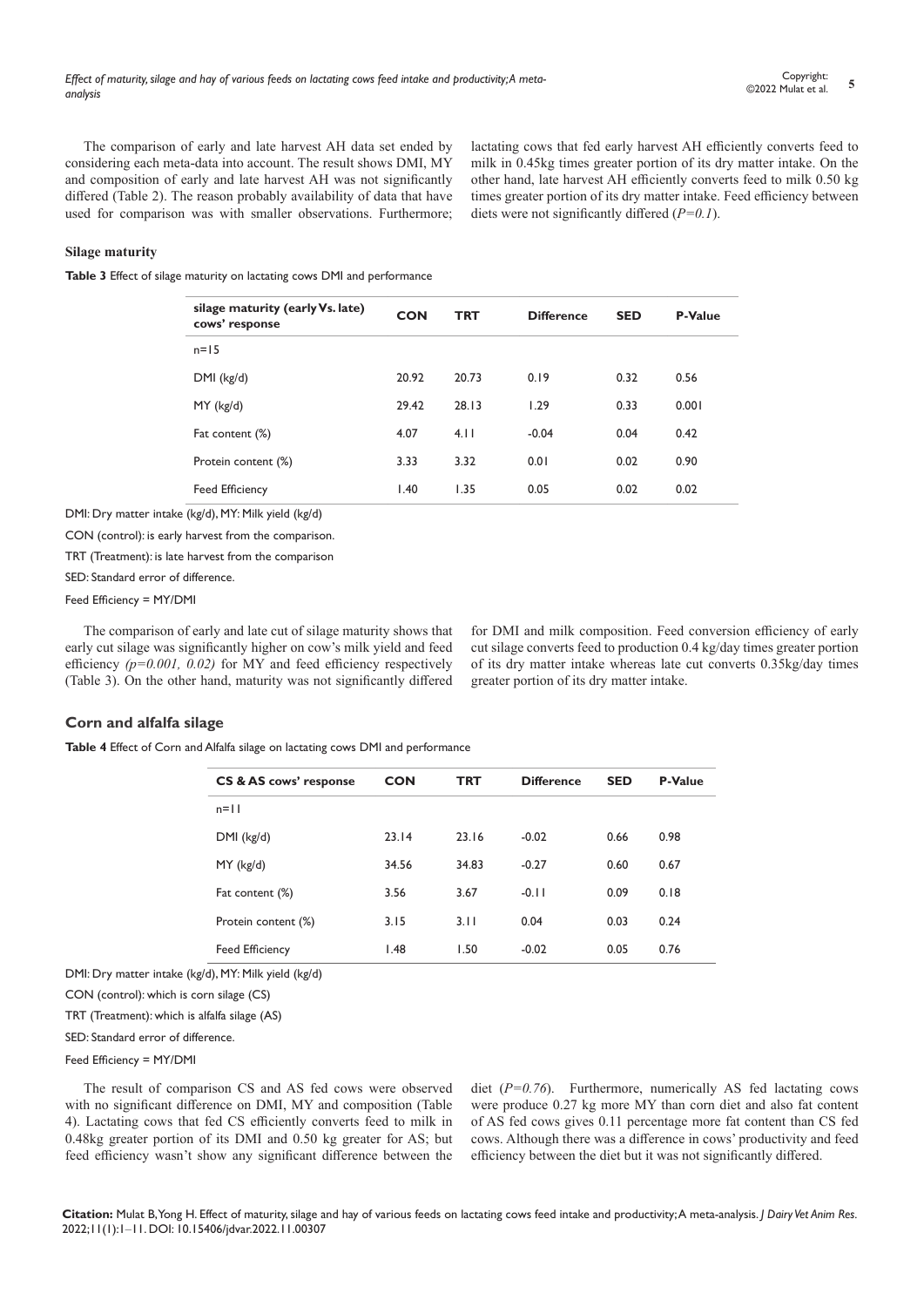The comparison of early and late harvest AH data set ended by considering each meta-data into account. The result shows DMI, MY and composition of early and late harvest AH was not significantly differed (Table 2). The reason probably availability of data that have used for comparison was with smaller observations. Furthermore; lactating cows that fed early harvest AH efficiently converts feed to milk in 0.45kg times greater portion of its dry matter intake. On the other hand, late harvest AH efficiently converts feed to milk 0.50 kg times greater portion of its dry matter intake. Feed efficiency between diets were not significantly differed (*P=0.1*).

### Silage maturity

**Table 3** Effect of silage maturity on lactating cows DMI and performance

| silage maturity (early Vs. late) cows' response | CON | TRT | Difference | SED | P-Value |
|---|---|---|---|---|---|
| n=15 | | | | | |
| DMI (kg/d) | 20.92 | 20.73 | 0.19 | 0.32 | 0.56 |
| MY (kg/d) | 29.42 | 28.13 | 1.29 | 0.33 | 0.001 |
| Fat content (%) | 4.07 | 4.11 | -0.04 | 0.04 | 0.42 |
| Protein content (%) | 3.33 | 3.32 | 0.01 | 0.02 | 0.90 |
| Feed Efficiency | 1.40 | 1.35 | 0.05 | 0.02 | 0.02 |

DMI: Dry matter intake (kg/d), MY: Milk yield (kg/d)

CON (control): is early harvest from the comparison.

TRT (Treatment): is late harvest from the comparison

SED: Standard error of difference.

Feed Efficiency = MY/DMI

The comparison of early and late cut of silage maturity shows that early cut silage was significantly higher on cow's milk yield and feed efficiency *(p=0.001, 0.02)* for MY and feed efficiency respectively (Table 3). On the other hand, maturity was not significantly differed for DMI and milk composition. Feed conversion efficiency of early cut silage converts feed to production 0.4 kg/day times greater portion of its dry matter intake whereas late cut converts 0.35kg/day times greater portion of its dry matter intake.

## Corn and alfalfa silage

**Table 4** Effect of Corn and Alfalfa silage on lactating cows DMI and performance

| CS & AS cows' response | CON | TRT | Difference | SED | P-Value |
|---|---|---|---|---|---|
| n=11 | | | | | |
| DMI (kg/d) | 23.14 | 23.16 | -0.02 | 0.66 | 0.98 |
| MY (kg/d) | 34.56 | 34.83 | -0.27 | 0.60 | 0.67 |
| Fat content (%) | 3.56 | 3.67 | -0.11 | 0.09 | 0.18 |
| Protein content (%) | 3.15 | 3.11 | 0.04 | 0.03 | 0.24 |
| Feed Efficiency | 1.48 | 1.50 | -0.02 | 0.05 | 0.76 |

DMI: Dry matter intake (kg/d), MY: Milk yield (kg/d)

CON (control): which is corn silage (CS)

TRT (Treatment): which is alfalfa silage (AS)

SED: Standard error of difference.

Feed Efficiency = MY/DMI

The result of comparison CS and AS fed cows were observed with no significant difference on DMI, MY and composition (Table 4). Lactating cows that fed CS efficiently converts feed to milk in 0.48kg greater portion of its DMI and 0.50 kg greater for AS; but feed efficiency wasn't show any significant difference between the diet (*P=0.76*). Furthermore, numerically AS fed lactating cows were produce 0.27 kg more MY than corn diet and also fat content of AS fed cows gives 0.11 percentage more fat content than CS fed cows. Although there was a difference in cows' productivity and feed efficiency between the diet but it was not significantly differed.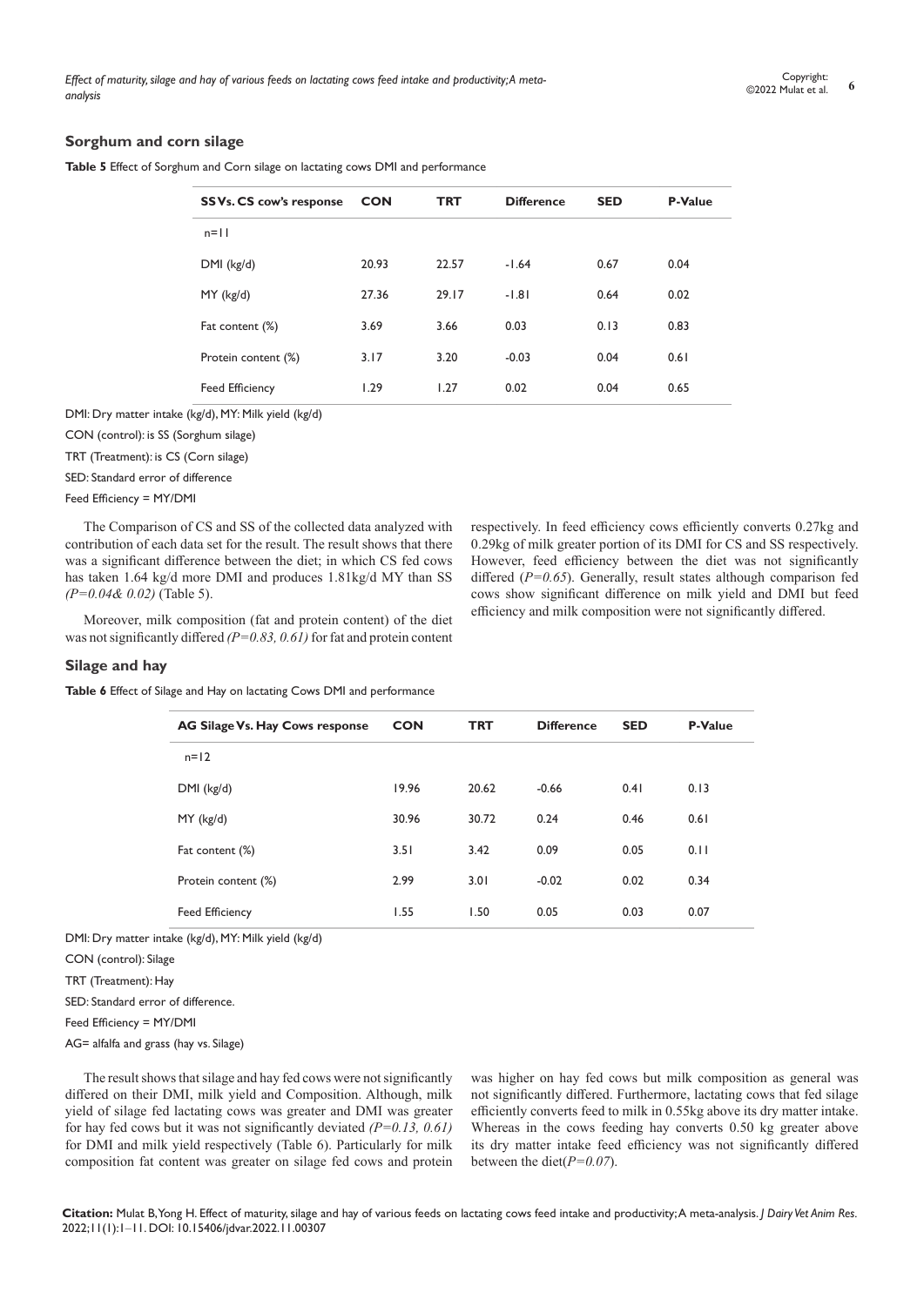## Sorghum and corn silage

**Table 5** Effect of Sorghum and Corn silage on lactating cows DMI and performance

| SS Vs. CS cow's response | CON | TRT | Difference | SED | P-Value |
|---|---|---|---|---|---|
| n=11 | | | | | |
| DMI (kg/d) | 20.93 | 22.57 | -1.64 | 0.67 | 0.04 |
| MY (kg/d) | 27.36 | 29.17 | -1.81 | 0.64 | 0.02 |
| Fat content (%) | 3.69 | 3.66 | 0.03 | 0.13 | 0.83 |
| Protein content (%) | 3.17 | 3.20 | -0.03 | 0.04 | 0.61 |
| Feed Efficiency | 1.29 | 1.27 | 0.02 | 0.04 | 0.65 |

DMI: Dry matter intake (kg/d), MY: Milk yield (kg/d)

CON (control): is SS (Sorghum silage)

TRT (Treatment): is CS (Corn silage)

SED: Standard error of difference

Feed Efficiency = MY/DMI

The Comparison of CS and SS of the collected data analyzed with contribution of each data set for the result. The result shows that there was a significant difference between the diet; in which CS fed cows has taken 1.64 kg/d more DMI and produces 1.81kg/d MY than SS *(P=0.04& 0.02)* (Table 5).

Moreover, milk composition (fat and protein content) of the diet was not significantly differed *(P=0.83, 0.61)* for fat and protein content respectively. In feed efficiency cows efficiently converts 0.27kg and 0.29kg of milk greater portion of its DMI for CS and SS respectively. However, feed efficiency between the diet was not significantly differed (*P=0.65*). Generally, result states although comparison fed cows show significant difference on milk yield and DMI but feed efficiency and milk composition were not significantly differed.

## Silage and hay

**Table 6** Effect of Silage and Hay on lactating Cows DMI and performance

| AG Silage Vs. Hay Cows response | CON | TRT | Difference | SED | P-Value |
|---|---|---|---|---|---|
| n=12 | | | | | |
| DMI (kg/d) | 19.96 | 20.62 | -0.66 | 0.41 | 0.13 |
| MY (kg/d) | 30.96 | 30.72 | 0.24 | 0.46 | 0.61 |
| Fat content (%) | 3.51 | 3.42 | 0.09 | 0.05 | 0.11 |
| Protein content (%) | 2.99 | 3.01 | -0.02 | 0.02 | 0.34 |
| Feed Efficiency | 1.55 | 1.50 | 0.05 | 0.03 | 0.07 |

DMI: Dry matter intake (kg/d), MY: Milk yield (kg/d)

CON (control): Silage

TRT (Treatment): Hay

SED: Standard error of difference.

Feed Efficiency = MY/DMI

AG= alfalfa and grass (hay vs. Silage)

The result shows that silage and hay fed cows were not significantly differed on their DMI, milk yield and Composition. Although, milk yield of silage fed lactating cows was greater and DMI was greater for hay fed cows but it was not significantly deviated *(P=0.13, 0.61)* for DMI and milk yield respectively (Table 6). Particularly for milk composition fat content was greater on silage fed cows and protein was higher on hay fed cows but milk composition as general was not significantly differed. Furthermore, lactating cows that fed silage efficiently converts feed to milk in 0.55kg above its dry matter intake. Whereas in the cows feeding hay converts 0.50 kg greater above its dry matter intake feed efficiency was not significantly differed between the diet(*P=0.07*).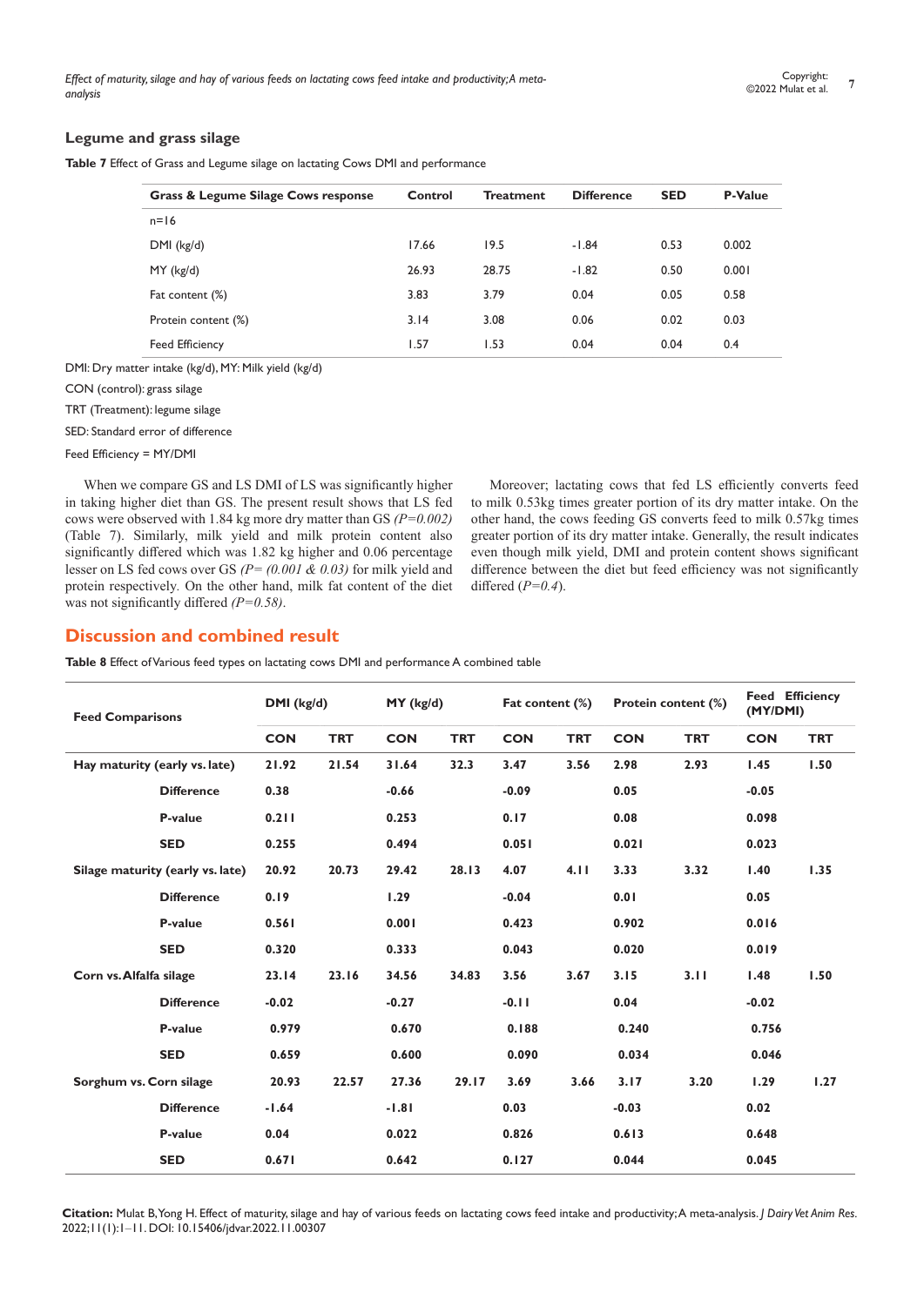## Legume and grass silage

**Table 7** Effect of Grass and Legume silage on lactating Cows DMI and performance

| Grass & Legume Silage Cows response | Control | Treatment | Difference | SED | P-Value |
|---|---|---|---|---|---|
| n=16 | | | | | |
| DMI (kg/d) | 17.66 | 19.5 | -1.84 | 0.53 | 0.002 |
| MY (kg/d) | 26.93 | 28.75 | -1.82 | 0.50 | 0.001 |
| Fat content (%) | 3.83 | 3.79 | 0.04 | 0.05 | 0.58 |
| Protein content (%) | 3.14 | 3.08 | 0.06 | 0.02 | 0.03 |
| Feed Efficiency | 1.57 | 1.53 | 0.04 | 0.04 | 0.4 |

DMI: Dry matter intake (kg/d), MY: Milk yield (kg/d)

CON (control): grass silage

TRT (Treatment): legume silage

SED: Standard error of difference

Feed Efficiency = MY/DMI

When we compare GS and LS DMI of LS was significantly higher in taking higher diet than GS. The present result shows that LS fed cows were observed with 1.84 kg more dry matter than GS *(P=0.002)* (Table 7). Similarly, milk yield and milk protein content also significantly differed which was 1.82 kg higher and 0.06 percentage lesser on LS fed cows over GS *(P= (0.001 & 0.03)* for milk yield and protein respectively. On the other hand, milk fat content of the diet was not significantly differed *(P=0.58)*.

Moreover; lactating cows that fed LS efficiently converts feed to milk 0.53kg times greater portion of its dry matter intake. On the other hand, the cows feeding GS converts feed to milk 0.57kg times greater portion of its dry matter intake. Generally, the result indicates even though milk yield, DMI and protein content shows significant difference between the diet but feed efficiency was not significantly differed (*P=0.4*).

## Discussion and combined result

**Table 8** Effect of Various feed types on lactating cows DMI and performance A combined table

| Feed Comparisons | DMI (kg/d) | | MY (kg/d) | | Fat content (%) | | Protein content (%) | | Feed Efficiency (MY/DMI) | |
|---|---|---|---|---|---|---|---|---|---|---|
| | CON | TRT | CON | TRT | CON | TRT | CON | TRT | CON | TRT |
| **Hay maturity (early vs. late)** | 21.92 | 21.54 | 31.64 | 32.3 | 3.47 | 3.56 | 2.98 | 2.93 | 1.45 | 1.50 |
| **Difference** | 0.38 | | -0.66 | | -0.09 | | 0.05 | | -0.05 | |
| **P-value** | 0.211 | | 0.253 | | 0.17 | | 0.08 | | 0.098 | |
| **SED** | 0.255 | | 0.494 | | 0.051 | | 0.021 | | 0.023 | |
| **Silage maturity (early vs. late)** | 20.92 | 20.73 | 29.42 | 28.13 | 4.07 | 4.11 | 3.33 | 3.32 | 1.40 | 1.35 |
| **Difference** | 0.19 | | 1.29 | | -0.04 | | 0.01 | | 0.05 | |
| **P-value** | 0.561 | | 0.001 | | 0.423 | | 0.902 | | 0.016 | |
| **SED** | 0.320 | | 0.333 | | 0.043 | | 0.020 | | 0.019 | |
| **Corn vs. Alfalfa silage** | 23.14 | 23.16 | 34.56 | 34.83 | 3.56 | 3.67 | 3.15 | 3.11 | 1.48 | 1.50 |
| **Difference** | -0.02 | | -0.27 | | -0.11 | | 0.04 | | -0.02 | |
| **P-value** | 0.979 | | 0.670 | | 0.188 | | 0.240 | | 0.756 | |
| **SED** | 0.659 | | 0.600 | | 0.090 | | 0.034 | | 0.046 | |
| **Sorghum vs. Corn silage** | 20.93 | 22.57 | 27.36 | 29.17 | 3.69 | 3.66 | 3.17 | 3.20 | 1.29 | 1.27 |
| **Difference** | -1.64 | | -1.81 | | 0.03 | | -0.03 | | 0.02 | |
| **P-value** | 0.04 | | 0.022 | | 0.826 | | 0.613 | | 0.648 | |
| **SED** | 0.671 | | 0.642 | | 0.127 | | 0.044 | | 0.045 | |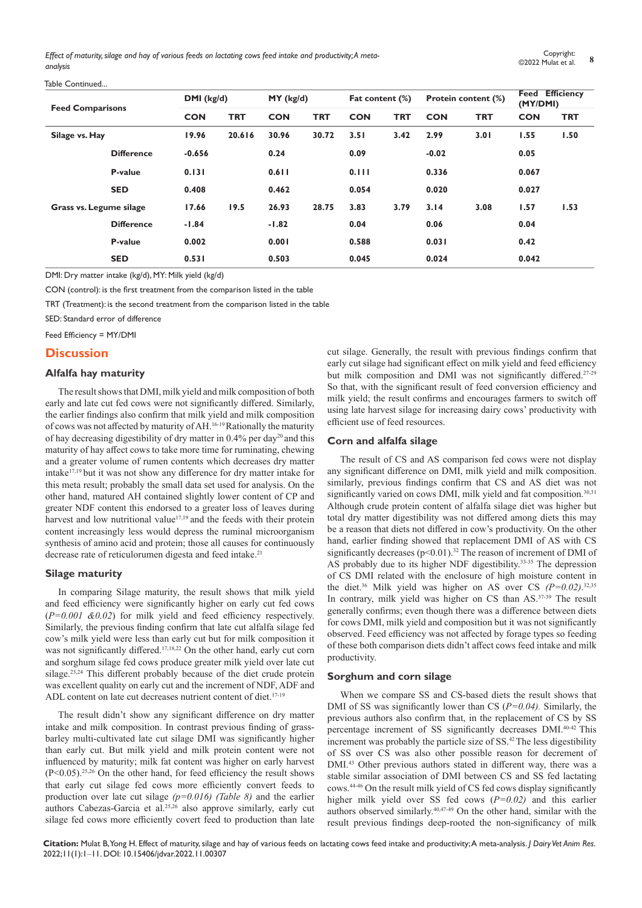Table Continued...

| Feed Comparisons | | DMI (kg/d) | | MY (kg/d) | | Fat content (%) | | Protein content (%) | | Feed Efficiency (MY/DMI) | |
|---|---|---|---|---|---|---|---|---|---|---|---|
| | | CON | TRT | CON | TRT | CON | TRT | CON | TRT | CON | TRT |
| **Silage vs. Hay** | | 19.96 | 20.616 | 30.96 | 30.72 | 3.51 | 3.42 | 2.99 | 3.01 | 1.55 | 1.50 |
| | **Difference** | -0.656 | | 0.24 | | 0.09 | | -0.02 | | 0.05 | |
| | **P-value** | 0.131 | | 0.611 | | 0.111 | | 0.336 | | 0.067 | |
| | **SED** | 0.408 | | 0.462 | | 0.054 | | 0.020 | | 0.027 | |
| **Grass vs. Legume silage** | | 17.66 | 19.5 | 26.93 | 28.75 | 3.83 | 3.79 | 3.14 | 3.08 | 1.57 | 1.53 |
| | **Difference** | -1.84 | | -1.82 | | 0.04 | | 0.06 | | 0.04 | |
| | **P-value** | 0.002 | | 0.001 | | 0.588 | | 0.031 | | 0.42 | |
| | **SED** | 0.531 | | 0.503 | | 0.045 | | 0.024 | | 0.042 | |

DMI: Dry matter intake (kg/d), MY: Milk yield (kg/d)

CON (control): is the first treatment from the comparison listed in the table

TRT (Treatment): is the second treatment from the comparison listed in the table

SED: Standard error of difference

Feed Efficiency = MY/DMI

## Discussion

### Alfalfa hay maturity

The result shows that DMI, milk yield and milk composition of both early and late cut fed cows were not significantly differed. Similarly, the earlier findings also confirm that milk yield and milk composition of cows was not affected by maturity of AH.[16-19] Rationally the maturity of hay decreasing digestibility of dry matter in 0.4% per day[20] and this maturity of hay affect cows to take more time for ruminating, chewing and a greater volume of rumen contents which decreases dry matter intake[17,19] but it was not show any difference for dry matter intake for this meta result; probably the small data set used for analysis. On the other hand, matured AH contained slightly lower content of CP and greater NDF content this endorsed to a greater loss of leaves during harvest and low nutritional value[17,19] and the feeds with their protein content increasingly less would depress the ruminal microorganism synthesis of amino acid and protein; those all causes for continuously decrease rate of reticulorumen digesta and feed intake.[21]

### Silage maturity

In comparing Silage maturity, the result shows that milk yield and feed efficiency were significantly higher on early cut fed cows (*P=0.001 &0.02*) for milk yield and feed efficiency respectively. Similarly, the previous finding confirm that late cut alfalfa silage fed cow's milk yield were less than early cut but for milk composition it was not significantly differed.[17,18,22] On the other hand, early cut corn and sorghum silage fed cows produce greater milk yield over late cut silage.[23,24] This different probably because of the diet crude protein was excellent quality on early cut and the increment of NDF, ADF and ADL content on late cut decreases nutrient content of diet.[17-19]

The result didn't show any significant difference on dry matter intake and milk composition. In contrast previous finding of grass-barley multi-cultivated late cut silage DMI was significantly higher than early cut. But milk yield and milk protein content were not influenced by maturity; milk fat content was higher on early harvest ($P<0.05$).[25,26] On the other hand, for feed efficiency the result shows that early cut silage fed cows more efficiently convert feeds to production over late cut silage *(p=0.016) (Table 8)* and the earlier authors Cabezas-Garcia et al.[25,26] also approve similarly, early cut silage fed cows more efficiently covert feed to production than late cut silage. Generally, the result with previous findings confirm that early cut silage had significant effect on milk yield and feed efficiency but milk composition and DMI was not significantly differed.[27-29] So that, with the significant result of feed conversion efficiency and milk yield; the result confirms and encourages farmers to switch off using late harvest silage for increasing dairy cows' productivity with efficient use of feed resources.

### Corn and alfalfa silage

The result of CS and AS comparison fed cows were not display any significant difference on DMI, milk yield and milk composition. similarly, previous findings confirm that CS and AS diet was not significantly varied on cows DMI, milk yield and fat composition.[30,31] Although crude protein content of alfalfa silage diet was higher but total dry matter digestibility was not differed among diets this may be a reason that diets not differed in cow's productivity. On the other hand, earlier finding showed that replacement DMI of AS with CS significantly decreases ($p<0.01$).[32] The reason of increment of DMI of AS probably due to its higher NDF digestibility.[33-35] The depression of CS DMI related with the enclosure of high moisture content in the diet.[36] Milk yield was higher on AS over CS *(P=0.02)*.[32,35] In contrary, milk yield was higher on CS than AS.[37-39] The result generally confirms; even though there was a difference between diets for cows DMI, milk yield and composition but it was not significantly observed. Feed efficiency was not affected by forage types so feeding of these both comparison diets didn't affect cows feed intake and milk productivity.

### Sorghum and corn silage

When we compare SS and CS-based diets the result shows that DMI of SS was significantly lower than CS *(P=0.04)*. Similarly, the previous authors also confirm that, in the replacement of CS by SS percentage increment of SS significantly decreases DMI.[40-42] This increment was probably the particle size of SS.[42] The less digestibility of SS over CS was also other possible reason for decrement of DMI.[43] Other previous authors stated in different way, there was a stable similar association of DMI between CS and SS fed lactating cows.[44-46] On the result milk yield of CS fed cows display significantly higher milk yield over SS fed cows *(P=0.02)* and this earlier authors observed similarly.[40,47-49] On the other hand, similar with the result previous findings deep-rooted the non-significancy of milk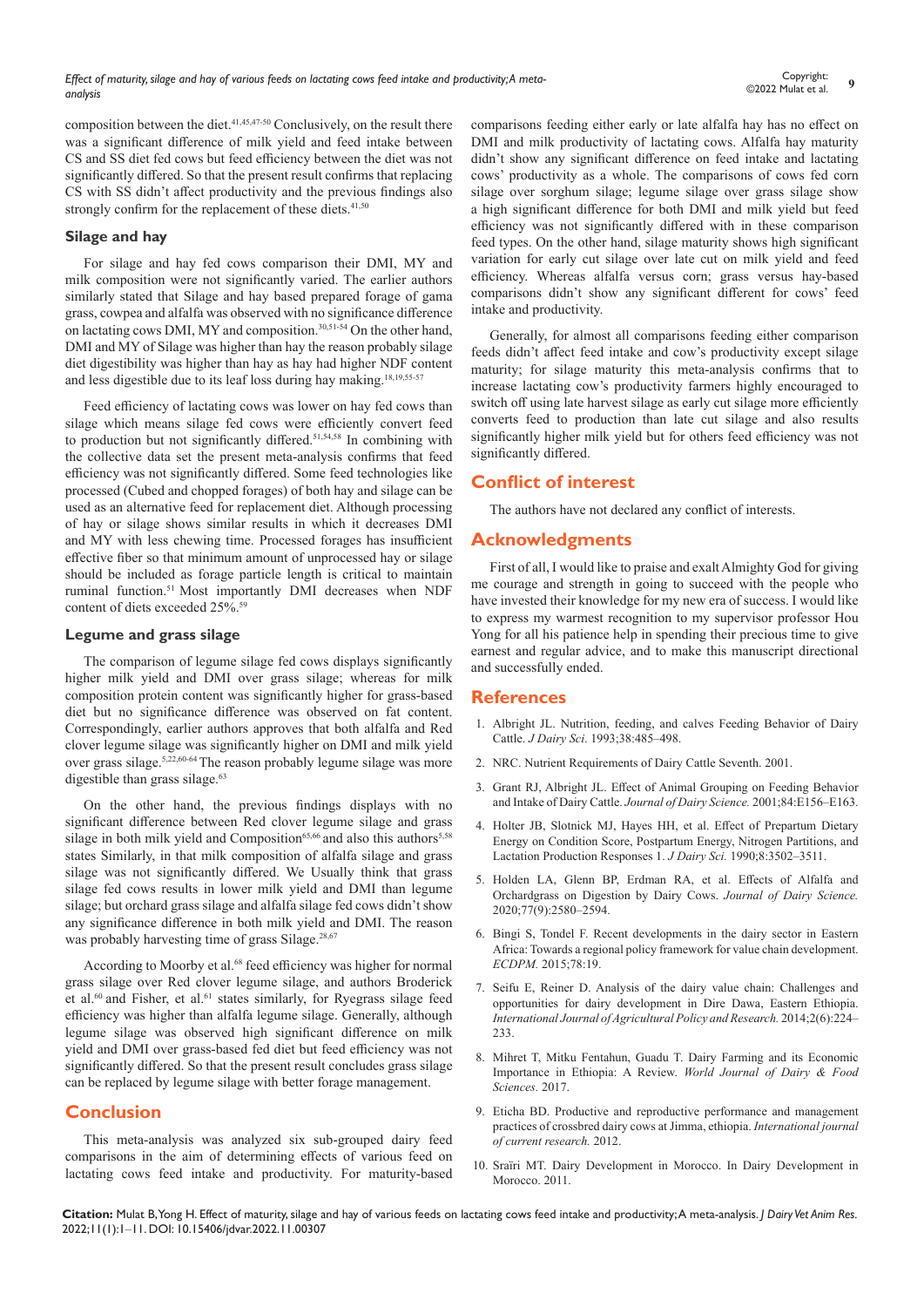composition between the diet.[41,45,47-50] Conclusively, on the result there was a significant difference of milk yield and feed intake between CS and SS diet fed cows but feed efficiency between the diet was not significantly differed. So that the present result confirms that replacing CS with SS didn't affect productivity and the previous findings also strongly confirm for the replacement of these diets.[41,50]

### Silage and hay

For silage and hay fed cows comparison their DMI, MY and milk composition were not significantly varied. The earlier authors similarly stated that Silage and hay based prepared forage of gama grass, cowpea and alfalfa was observed with no significance difference on lactating cows DMI, MY and composition.[30,51-54] On the other hand, DMI and MY of Silage was higher than hay the reason probably silage diet digestibility was higher than hay as hay had higher NDF content and less digestible due to its leaf loss during hay making.[18,19,55-57]

Feed efficiency of lactating cows was lower on hay fed cows than silage which means silage fed cows were efficiently convert feed to production but not significantly differed.[51,54,58] In combining with the collective data set the present meta-analysis confirms that feed efficiency was not significantly differed. Some feed technologies like processed (Cubed and chopped forages) of both hay and silage can be used as an alternative feed for replacement diet. Although processing of hay or silage shows similar results in which it decreases DMI and MY with less chewing time. Processed forages has insufficient effective fiber so that minimum amount of unprocessed hay or silage should be included as forage particle length is critical to maintain ruminal function.[51] Most importantly DMI decreases when NDF content of diets exceeded 25%.[59]

### Legume and grass silage

The comparison of legume silage fed cows displays significantly higher milk yield and DMI over grass silage; whereas for milk composition protein content was significantly higher for grass-based diet but no significance difference was observed on fat content. Correspondingly, earlier authors approves that both alfalfa and Red clover legume silage was significantly higher on DMI and milk yield over grass silage.[5,22,60-64] The reason probably legume silage was more digestible than grass silage.[63]

On the other hand, the previous findings displays with no significant difference between Red clover legume silage and grass silage in both milk yield and Composition[65,66] and also this authors[5,58] states Similarly, in that milk composition of alfalfa silage and grass silage was not significantly differed. We Usually think that grass silage fed cows results in lower milk yield and DMI than legume silage; but orchard grass silage and alfalfa silage fed cows didn't show any significance difference in both milk yield and DMI. The reason was probably harvesting time of grass Silage.[28,67]

According to Moorby et al.[68] feed efficiency was higher for normal grass silage over Red clover legume silage, and authors Broderick et al.[60] and Fisher, et al.[61] states similarly, for Ryegrass silage feed efficiency was higher than alfalfa legume silage. Generally, although legume silage was observed high significant difference on milk yield and DMI over grass-based fed diet but feed efficiency was not significantly differed. So that the present result concludes grass silage can be replaced by legume silage with better forage management.

## Conclusion

This meta-analysis was analyzed six sub-grouped dairy feed comparisons in the aim of determining effects of various feed on lactating cows feed intake and productivity. For maturity-based comparisons feeding either early or late alfalfa hay has no effect on DMI and milk productivity of lactating cows. Alfalfa hay maturity didn't show any significant difference on feed intake and lactating cows' productivity as a whole. The comparisons of cows fed corn silage over sorghum silage; legume silage over grass silage show a high significant difference for both DMI and milk yield but feed efficiency was not significantly differed with in these comparison feed types. On the other hand, silage maturity shows high significant variation for early cut silage over late cut on milk yield and feed efficiency. Whereas alfalfa versus corn; grass versus hay-based comparisons didn't show any significant different for cows' feed intake and productivity.

Generally, for almost all comparisons feeding either comparison feeds didn't affect feed intake and cow's productivity except silage maturity; for silage maturity this meta-analysis confirms that to increase lactating cow's productivity farmers highly encouraged to switch off using late harvest silage as early cut silage more efficiently converts feed to production than late cut silage and also results significantly higher milk yield but for others feed efficiency was not significantly differed.

## Conflict of interest

The authors have not declared any conflict of interests.

## Acknowledgments

First of all, I would like to praise and exalt Almighty God for giving me courage and strength in going to succeed with the people who have invested their knowledge for my new era of success. I would like to express my warmest recognition to my supervisor professor Hou Yong for all his patience help in spending their precious time to give earnest and regular advice, and to make this manuscript directional and successfully ended.

## References

1. Albright JL. Nutrition, feeding, and calves Feeding Behavior of Dairy Cattle. *J Dairy Sci*. 1993;38:485–498.
2. NRC. Nutrient Requirements of Dairy Cattle Seventh. 2001.
3. Grant RJ, Albright JL. Effect of Animal Grouping on Feeding Behavior and Intake of Dairy Cattle. *Journal of Dairy Science.* 2001;84:E156–E163.
4. Holter JB, Slotnick MJ, Hayes HH, et al. Effect of Prepartum Dietary Energy on Condition Score, Postpartum Energy, Nitrogen Partitions, and Lactation Production Responses 1. *J Dairy Sci.* 1990;8:3502–3511.
5. Holden LA, Glenn BP, Erdman RA, et al. Effects of Alfalfa and Orchardgrass on Digestion by Dairy Cows. *Journal of Dairy Science.* 2020;77(9):2580–2594.
6. Bingi S, Tondel F. Recent developments in the dairy sector in Eastern Africa: Towards a regional policy framework for value chain development. *ECDPM.* 2015;78:19.
7. Seifu E, Reiner D. Analysis of the dairy value chain: Challenges and opportunities for dairy development in Dire Dawa, Eastern Ethiopia. *International Journal of Agricultural Policy and Research.* 2014;2(6):224–233.
8. Mihret T, Mitku Fentahun, Guadu T. Dairy Farming and its Economic Importance in Ethiopia: A Review. *World Journal of Dairy & Food Sciences.* 2017.
9. Eticha BD. Productive and reproductive performance and management practices of crossbred dairy cows at Jimma, ethiopia. *International journal of current research.* 2012.
10. Sraïri MT. Dairy Development in Morocco. In Dairy Development in Morocco. 2011.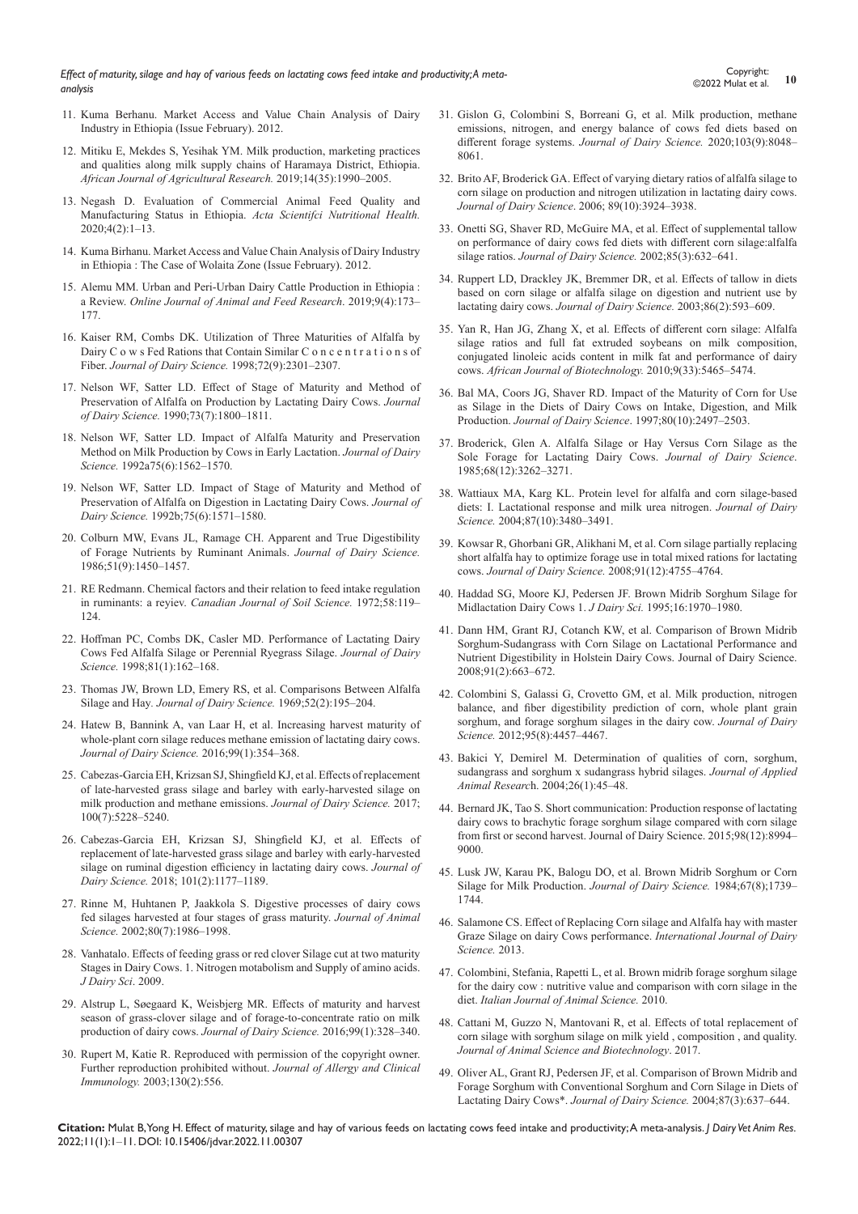11. Kuma Berhanu. Market Access and Value Chain Analysis of Dairy Industry in Ethiopia (Issue February). 2012.
12. Mitiku E, Mekdes S, Yesihak YM. Milk production, marketing practices and qualities along milk supply chains of Haramaya District, Ethiopia. *African Journal of Agricultural Research.* 2019;14(35):1990–2005.
13. Negash D. Evaluation of Commercial Animal Feed Quality and Manufacturing Status in Ethiopia. *Acta Scientifci Nutritional Health.* 2020;4(2):1–13.
14. Kuma Birhanu. Market Access and Value Chain Analysis of Dairy Industry in Ethiopia : The Case of Wolaita Zone (Issue February). 2012.
15. Alemu MM. Urban and Peri-Urban Dairy Cattle Production in Ethiopia : a Review. *Online Journal of Animal and Feed Research*. 2019;9(4):173–177.
16. Kaiser RM, Combs DK. Utilization of Three Maturities of Alfalfa by Dairy C o w s Fed Rations that Contain Similar C o n c e n t r a t i o n s of Fiber. *Journal of Dairy Science.* 1998;72(9):2301–2307.
17. Nelson WF, Satter LD. Effect of Stage of Maturity and Method of Preservation of Alfalfa on Production by Lactating Dairy Cows. *Journal of Dairy Science.* 1990;73(7):1800–1811.
18. Nelson WF, Satter LD. Impact of Alfalfa Maturity and Preservation Method on Milk Production by Cows in Early Lactation. *Journal of Dairy Science.* 1992a75(6):1562–1570.
19. Nelson WF, Satter LD. Impact of Stage of Maturity and Method of Preservation of Alfalfa on Digestion in Lactating Dairy Cows. *Journal of Dairy Science.* 1992b;75(6):1571–1580.
20. Colburn MW, Evans JL, Ramage CH. Apparent and True Digestibility of Forage Nutrients by Ruminant Animals. *Journal of Dairy Science.* 1986;51(9):1450–1457.
21. RE Redmann. Chemical factors and their relation to feed intake regulation in ruminants: a reyiev. *Canadian Journal of Soil Science.* 1972;58:119–124.
22. Hoffman PC, Combs DK, Casler MD. Performance of Lactating Dairy Cows Fed Alfalfa Silage or Perennial Ryegrass Silage. *Journal of Dairy Science.* 1998;81(1):162–168.
23. Thomas JW, Brown LD, Emery RS, et al. Comparisons Between Alfalfa Silage and Hay. *Journal of Dairy Science.* 1969;52(2):195–204.
24. Hatew B, Bannink A, van Laar H, et al. Increasing harvest maturity of whole-plant corn silage reduces methane emission of lactating dairy cows. *Journal of Dairy Science.* 2016;99(1):354–368.
25. Cabezas-Garcia EH, Krizsan SJ, Shingfield KJ, et al. Effects of replacement of late-harvested grass silage and barley with early-harvested silage on milk production and methane emissions. *Journal of Dairy Science.* 2017; 100(7):5228–5240.
26. Cabezas-Garcia EH, Krizsan SJ, Shingfield KJ, et al. Effects of replacement of late-harvested grass silage and barley with early-harvested silage on ruminal digestion efficiency in lactating dairy cows. *Journal of Dairy Science.* 2018; 101(2):1177–1189.
27. Rinne M, Huhtanen P, Jaakkola S. Digestive processes of dairy cows fed silages harvested at four stages of grass maturity. *Journal of Animal Science.* 2002;80(7):1986–1998.
28. Vanhatalo. Effects of feeding grass or red clover Silage cut at two maturity Stages in Dairy Cows. 1. Nitrogen motabolism and Supply of amino acids. *J Dairy Sci*. 2009.
29. Alstrup L, Søegaard K, Weisbjerg MR. Effects of maturity and harvest season of grass-clover silage and of forage-to-concentrate ratio on milk production of dairy cows. *Journal of Dairy Science.* 2016;99(1):328–340.
30. Rupert M, Katie R. Reproduced with permission of the copyright owner. Further reproduction prohibited without. *Journal of Allergy and Clinical Immunology.* 2003;130(2):556.
31. Gislon G, Colombini S, Borreani G, et al. Milk production, methane emissions, nitrogen, and energy balance of cows fed diets based on different forage systems. *Journal of Dairy Science.* 2020;103(9):8048–8061.
32. Brito AF, Broderick GA. Effect of varying dietary ratios of alfalfa silage to corn silage on production and nitrogen utilization in lactating dairy cows. *Journal of Dairy Science*. 2006; 89(10):3924–3938.
33. Onetti SG, Shaver RD, McGuire MA, et al. Effect of supplemental tallow on performance of dairy cows fed diets with different corn silage:alfalfa silage ratios. *Journal of Dairy Science.* 2002;85(3):632–641.
34. Ruppert LD, Drackley JK, Bremmer DR, et al. Effects of tallow in diets based on corn silage or alfalfa silage on digestion and nutrient use by lactating dairy cows. *Journal of Dairy Science.* 2003;86(2):593–609.
35. Yan R, Han JG, Zhang X, et al. Effects of different corn silage: Alfalfa silage ratios and full fat extruded soybeans on milk composition, conjugated linoleic acids content in milk fat and performance of dairy cows. *African Journal of Biotechnology.* 2010;9(33):5465–5474.
36. Bal MA, Coors JG, Shaver RD. Impact of the Maturity of Corn for Use as Silage in the Diets of Dairy Cows on Intake, Digestion, and Milk Production. *Journal of Dairy Science*. 1997;80(10):2497–2503.
37. Broderick, Glen A. Alfalfa Silage or Hay Versus Corn Silage as the Sole Forage for Lactating Dairy Cows. *Journal of Dairy Science*. 1985;68(12):3262–3271.
38. Wattiaux MA, Karg KL. Protein level for alfalfa and corn silage-based diets: I. Lactational response and milk urea nitrogen. *Journal of Dairy Science.* 2004;87(10):3480–3491.
39. Kowsar R, Ghorbani GR, Alikhani M, et al. Corn silage partially replacing short alfalfa hay to optimize forage use in total mixed rations for lactating cows. *Journal of Dairy Science.* 2008;91(12):4755–4764.
40. Haddad SG, Moore KJ, Pedersen JF. Brown Midrib Sorghum Silage for Midlactation Dairy Cows 1. *J Dairy Sci.* 1995;16:1970–1980.
41. Dann HM, Grant RJ, Cotanch KW, et al. Comparison of Brown Midrib Sorghum-Sudangrass with Corn Silage on Lactational Performance and Nutrient Digestibility in Holstein Dairy Cows. Journal of Dairy Science. 2008;91(2):663–672.
42. Colombini S, Galassi G, Crovetto GM, et al. Milk production, nitrogen balance, and fiber digestibility prediction of corn, whole plant grain sorghum, and forage sorghum silages in the dairy cow. *Journal of Dairy Science.* 2012;95(8):4457–4467.
43. Bakici Y, Demirel M. Determination of qualities of corn, sorghum, sudangrass and sorghum x sudangrass hybrid silages. *Journal of Applied Animal Researc*h. 2004;26(1):45–48.
44. Bernard JK, Tao S. Short communication: Production response of lactating dairy cows to brachytic forage sorghum silage compared with corn silage from first or second harvest. Journal of Dairy Science. 2015;98(12):8994–9000.
45. Lusk JW, Karau PK, Balogu DO, et al. Brown Midrib Sorghum or Corn Silage for Milk Production. *Journal of Dairy Science.* 1984;67(8):1739–1744.
46. Salamone CS. Effect of Replacing Corn silage and Alfalfa hay with master Graze Silage on dairy Cows performance. *International Journal of Dairy Science.* 2013.
47. Colombini, Stefania, Rapetti L, et al. Brown midrib forage sorghum silage for the dairy cow : nutritive value and comparison with corn silage in the diet. *Italian Journal of Animal Science.* 2010.
48. Cattani M, Guzzo N, Mantovani R, et al. Effects of total replacement of corn silage with sorghum silage on milk yield , composition , and quality. *Journal of Animal Science and Biotechnology*. 2017.
49. Oliver AL, Grant RJ, Pedersen JF, et al. Comparison of Brown Midrib and Forage Sorghum with Conventional Sorghum and Corn Silage in Diets of Lactating Dairy Cows*. *Journal of Dairy Science.* 2004;87(3):637–644.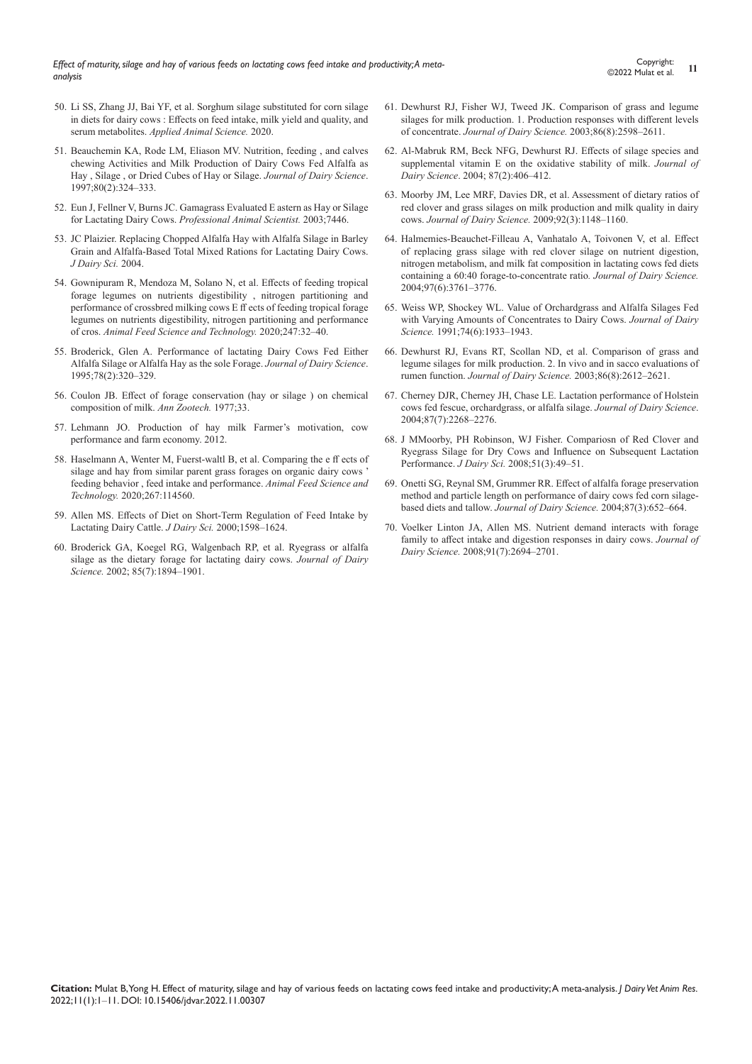50. Li SS, Zhang JJ, Bai YF, et al. Sorghum silage substituted for corn silage in diets for dairy cows : Effects on feed intake, milk yield and quality, and serum metabolites. *Applied Animal Science.* 2020.
51. Beauchemin KA, Rode LM, Eliason MV. Nutrition, feeding , and calves chewing Activities and Milk Production of Dairy Cows Fed Alfalfa as Hay , Silage , or Dried Cubes of Hay or Silage. *Journal of Dairy Science*. 1997;80(2):324–333.
52. Eun J, Fellner V, Burns JC. Gamagrass Evaluated E astern as Hay or Silage for Lactating Dairy Cows. *Professional Animal Scientist.* 2003;7446.
53. JC Plaizier. Replacing Chopped Alfalfa Hay with Alfalfa Silage in Barley Grain and Alfalfa-Based Total Mixed Rations for Lactating Dairy Cows. *J Dairy Sci.* 2004.
54. Gownipuram R, Mendoza M, Solano N, et al. Effects of feeding tropical forage legumes on nutrients digestibility , nitrogen partitioning and performance of crossbred milking cows E ff ects of feeding tropical forage legumes on nutrients digestibility, nitrogen partitioning and performance of cros. *Animal Feed Science and Technology.* 2020;247:32–40.
55. Broderick, Glen A. Performance of lactating Dairy Cows Fed Either Alfalfa Silage or Alfalfa Hay as the sole Forage. *Journal of Dairy Science*. 1995;78(2):320–329.
56. Coulon JB. Effect of forage conservation (hay or silage ) on chemical composition of milk. *Ann Zootech.* 1977;33.
57. Lehmann JO. Production of hay milk Farmer's motivation, cow performance and farm economy. 2012.
58. Haselmann A, Wenter M, Fuerst-waltl B, et al. Comparing the e ff ects of silage and hay from similar parent grass forages on organic dairy cows ' feeding behavior , feed intake and performance. *Animal Feed Science and Technology.* 2020;267:114560.
59. Allen MS. Effects of Diet on Short-Term Regulation of Feed Intake by Lactating Dairy Cattle. *J Dairy Sci.* 2000;1598–1624.
60. Broderick GA, Koegel RG, Walgenbach RP, et al. Ryegrass or alfalfa silage as the dietary forage for lactating dairy cows. *Journal of Dairy Science.* 2002; 85(7):1894–1901.
61. Dewhurst RJ, Fisher WJ, Tweed JK. Comparison of grass and legume silages for milk production. 1. Production responses with different levels of concentrate. *Journal of Dairy Science.* 2003;86(8):2598–2611.
62. Al-Mabruk RM, Beck NFG, Dewhurst RJ. Effects of silage species and supplemental vitamin E on the oxidative stability of milk. *Journal of Dairy Science*. 2004; 87(2):406–412.
63. Moorby JM, Lee MRF, Davies DR, et al. Assessment of dietary ratios of red clover and grass silages on milk production and milk quality in dairy cows. *Journal of Dairy Science.* 2009;92(3):1148–1160.
64. Halmemies-Beauchet-Filleau A, Vanhatalo A, Toivonen V, et al. Effect of replacing grass silage with red clover silage on nutrient digestion, nitrogen metabolism, and milk fat composition in lactating cows fed diets containing a 60:40 forage-to-concentrate ratio*. Journal of Dairy Science.* 2004;97(6):3761–3776.
65. Weiss WP, Shockey WL. Value of Orchardgrass and Alfalfa Silages Fed with Varying Amounts of Concentrates to Dairy Cows. *Journal of Dairy Science.* 1991;74(6):1933–1943.
66. Dewhurst RJ, Evans RT, Scollan ND, et al. Comparison of grass and legume silages for milk production. 2. In vivo and in sacco evaluations of rumen function. *Journal of Dairy Science.* 2003;86(8):2612–2621.
67. Cherney DJR, Cherney JH, Chase LE. Lactation performance of Holstein cows fed fescue, orchardgrass, or alfalfa silage. *Journal of Dairy Science*. 2004;87(7):2268–2276.
68. J MMoorby, PH Robinson, WJ Fisher. Compariosn of Red Clover and Ryegrass Silage for Dry Cows and Influence on Subsequent Lactation Performance. *J Dairy Sci.* 2008;51(3):49–51.
69. Onetti SG, Reynal SM, Grummer RR. Effect of alfalfa forage preservation method and particle length on performance of dairy cows fed corn silage-based diets and tallow. *Journal of Dairy Science.* 2004;87(3):652–664.
70. Voelker Linton JA, Allen MS. Nutrient demand interacts with forage family to affect intake and digestion responses in dairy cows. *Journal of Dairy Science.* 2008;91(7):2694–2701.